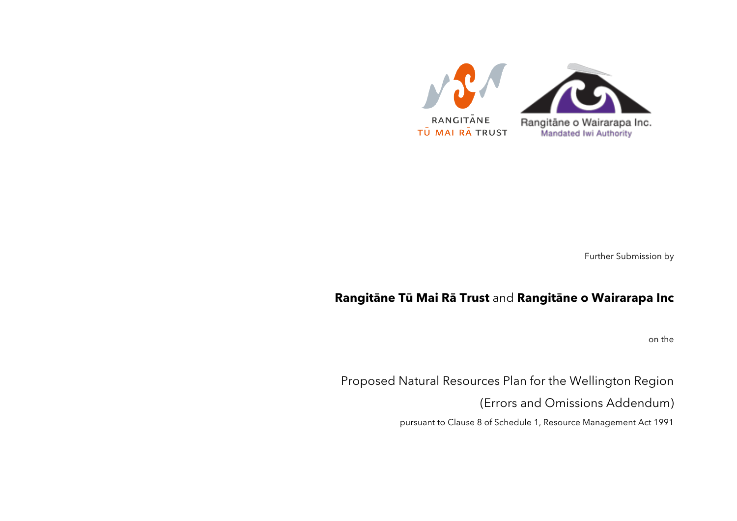RANGITĀNE TŪ MAI RĀ TRUST

Rangitāne o Wairarapa Inc.
Mandated Iwi Authority

Further Submission by

**Rangitāne Tū Mai Rā Trust** and **Rangitāne o Wairarapa Inc**

on the

# Proposed Natural Resources Plan for the Wellington Region

## (Errors and Omissions Addendum)

pursuant to Clause 8 of Schedule 1, Resource Management Act 1991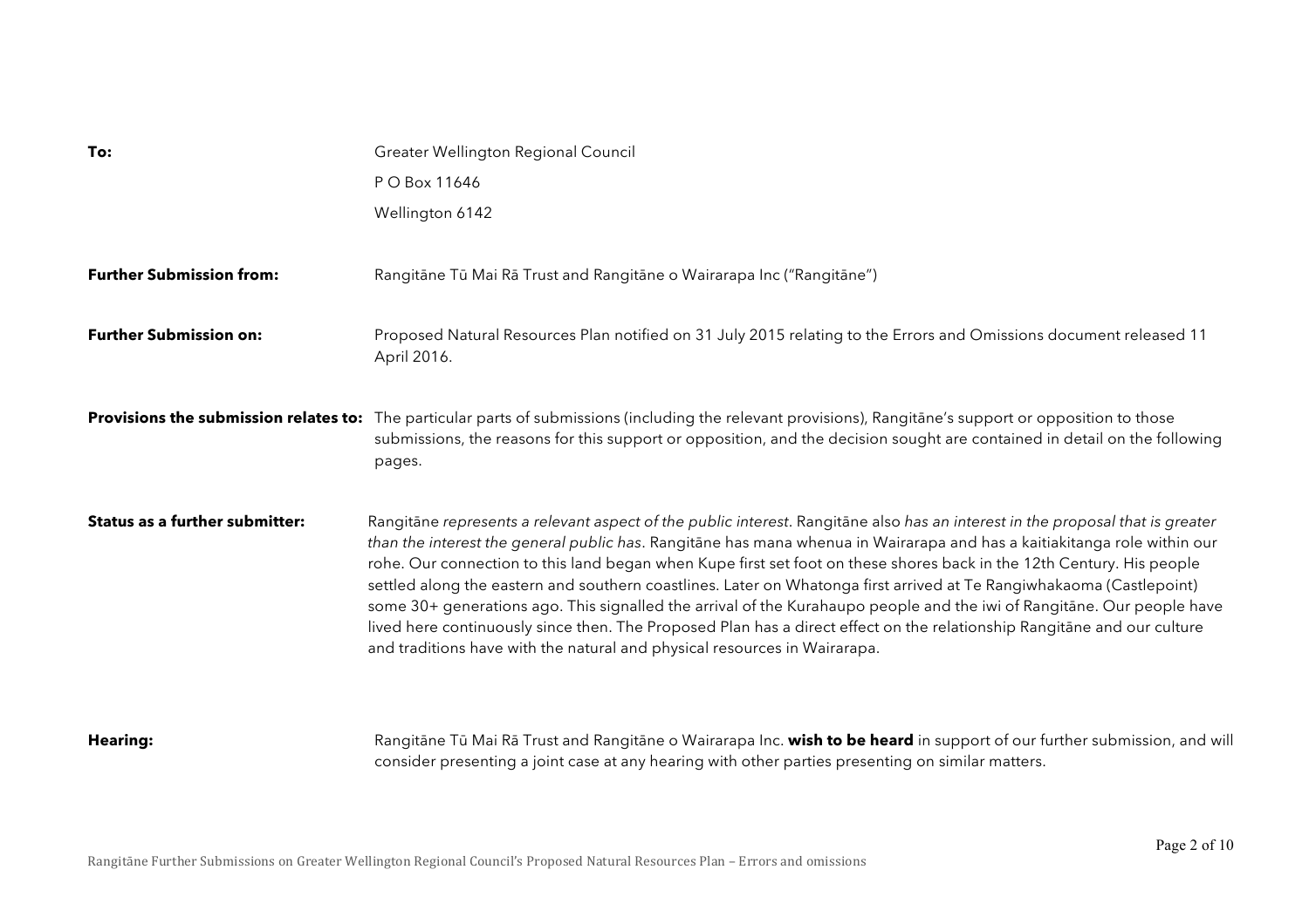| | |
|---|---|
| **To:** | Greater Wellington Regional Council<br>P O Box 11646<br>Wellington 6142 |
| **Further Submission from:** | Rangitāne Tū Mai Rā Trust and Rangitāne o Wairarapa Inc ("Rangitāne") |
| **Further Submission on:** | Proposed Natural Resources Plan notified on 31 July 2015 relating to the Errors and Omissions document released 11 April 2016. |
| **Provisions the submission relates to:** | The particular parts of submissions (including the relevant provisions), Rangitāne's support or opposition to those submissions, the reasons for this support or opposition, and the decision sought are contained in detail on the following pages. |
| **Status as a further submitter:** | Rangitāne *represents a relevant aspect of the public interest*. Rangitāne also *has an interest in the proposal that is greater than the interest the general public has*. Rangitāne has mana whenua in Wairarapa and has a kaitiakitanga role within our rohe. Our connection to this land began when Kupe first set foot on these shores back in the 12th Century. His people settled along the eastern and southern coastlines. Later on Whatonga first arrived at Te Rangiwhakaoma (Castlepoint) some 30+ generations ago. This signalled the arrival of the Kurahaupo people and the iwi of Rangitāne. Our people have lived here continuously since then. The Proposed Plan has a direct effect on the relationship Rangitāne and our culture and traditions have with the natural and physical resources in Wairarapa. |
| **Hearing:** | Rangitāne Tū Mai Rā Trust and Rangitāne o Wairarapa Inc. **wish to be heard** in support of our further submission, and will consider presenting a joint case at any hearing with other parties presenting on similar matters. |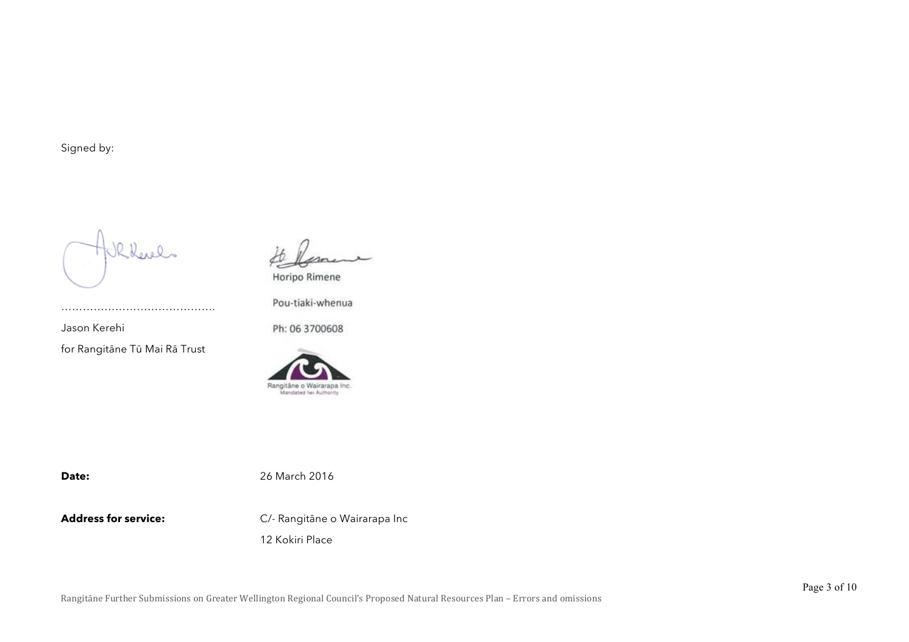Signed by:

.........................................

Jason Kerehi

for Rangitāne Tū Mai Rā Trust

Horipo Rimene

Pou-tiaki-whenua

Ph: 06 3700608

Rangitāne o Wairarapa Inc.
Mandated Iwi Authority

**Date:** 26 March 2016

**Address for service:** C/- Rangitāne o Wairarapa Inc

12 Kokiri Place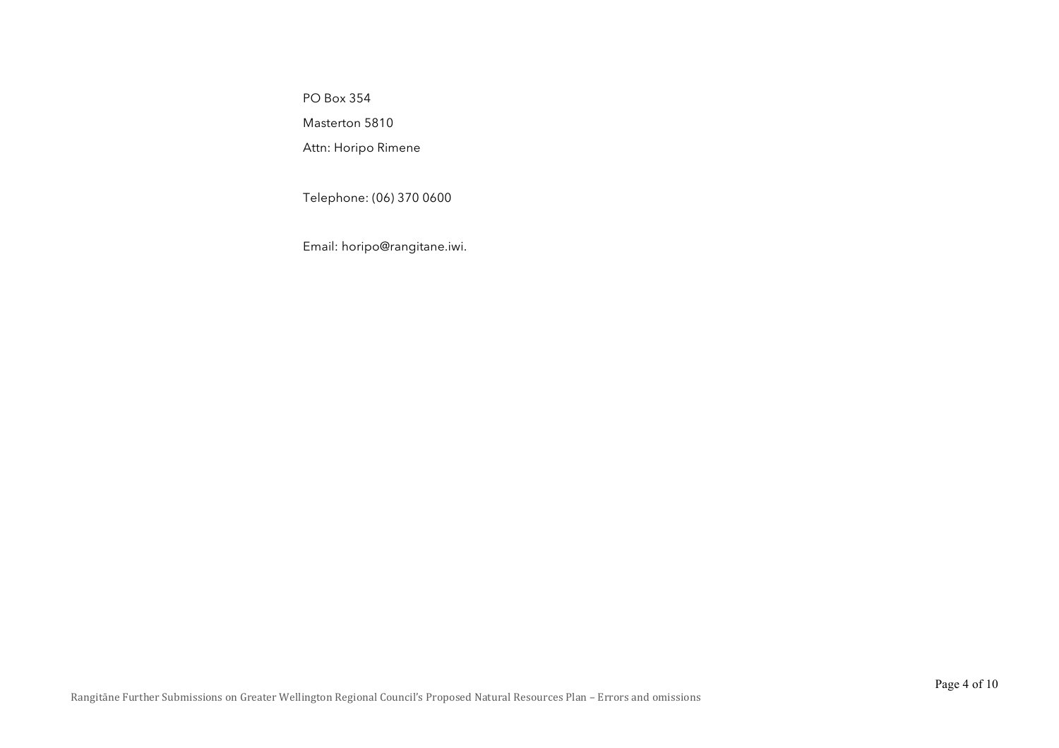PO Box 354

Masterton 5810

Attn: Horipo Rimene

Telephone: (06) 370 0600

Email: horipo@rangitane.iwi.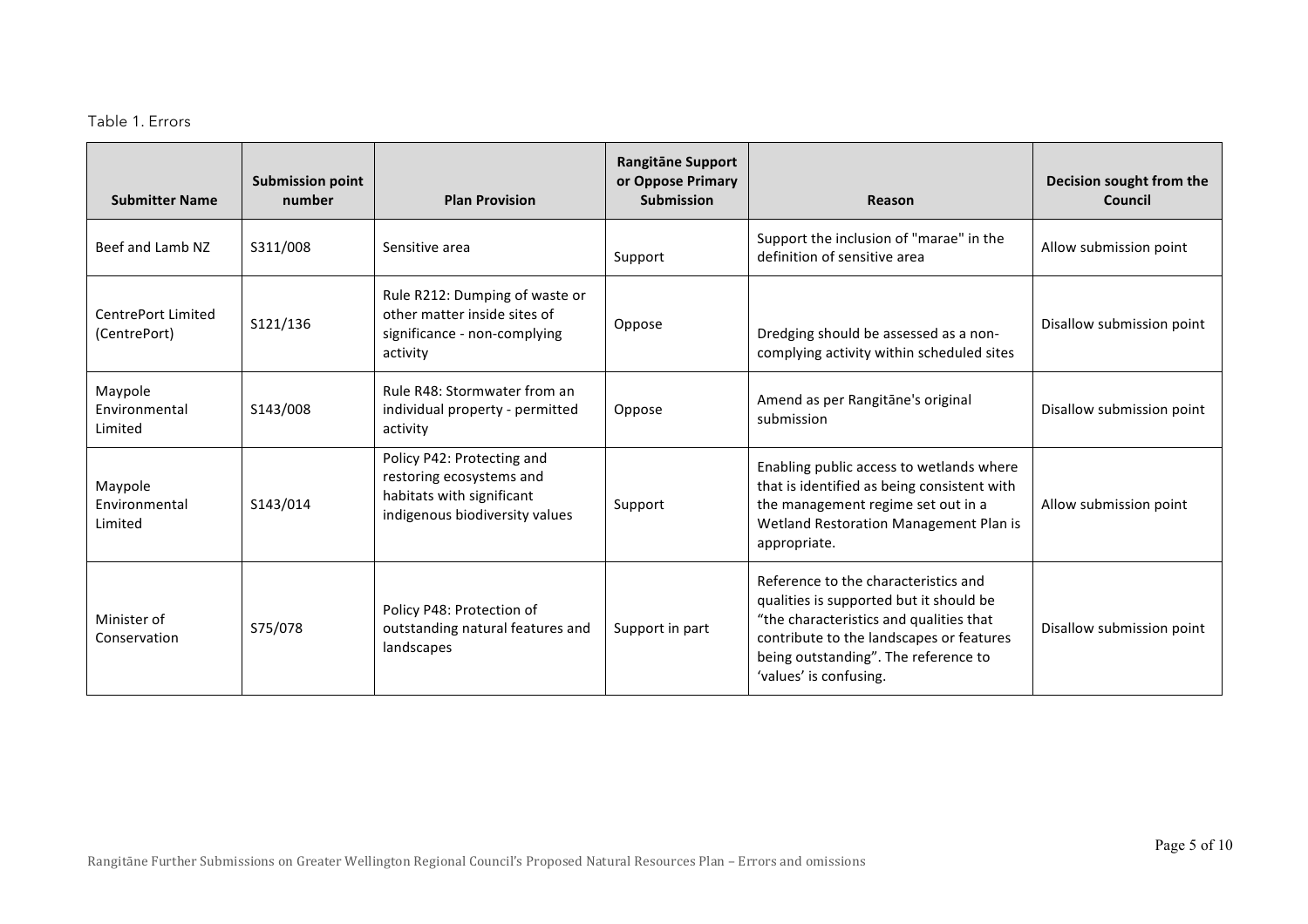Table 1. Errors

| Submitter Name | Submission point number | Plan Provision | Rangitāne Support or Oppose Primary Submission | Reason | Decision sought from the Council |
|---|---|---|---|---|---|
| Beef and Lamb NZ | S311/008 | Sensitive area | Support | Support the inclusion of "marae" in the definition of sensitive area | Allow submission point |
| CentrePort Limited (CentrePort) | S121/136 | Rule R212: Dumping of waste or other matter inside sites of significance - non-complying activity | Oppose | Dredging should be assessed as a non-complying activity within scheduled sites | Disallow submission point |
| Maypole Environmental Limited | S143/008 | Rule R48: Stormwater from an individual property - permitted activity | Oppose | Amend as per Rangitāne's original submission | Disallow submission point |
| Maypole Environmental Limited | S143/014 | Policy P42: Protecting and restoring ecosystems and habitats with significant indigenous biodiversity values | Support | Enabling public access to wetlands where that is identified as being consistent with the management regime set out in a Wetland Restoration Management Plan is appropriate. | Allow submission point |
| Minister of Conservation | S75/078 | Policy P48: Protection of outstanding natural features and landscapes | Support in part | Reference to the characteristics and qualities is supported but it should be "the characteristics and qualities that contribute to the landscapes or features being outstanding". The reference to 'values' is confusing. | Disallow submission point |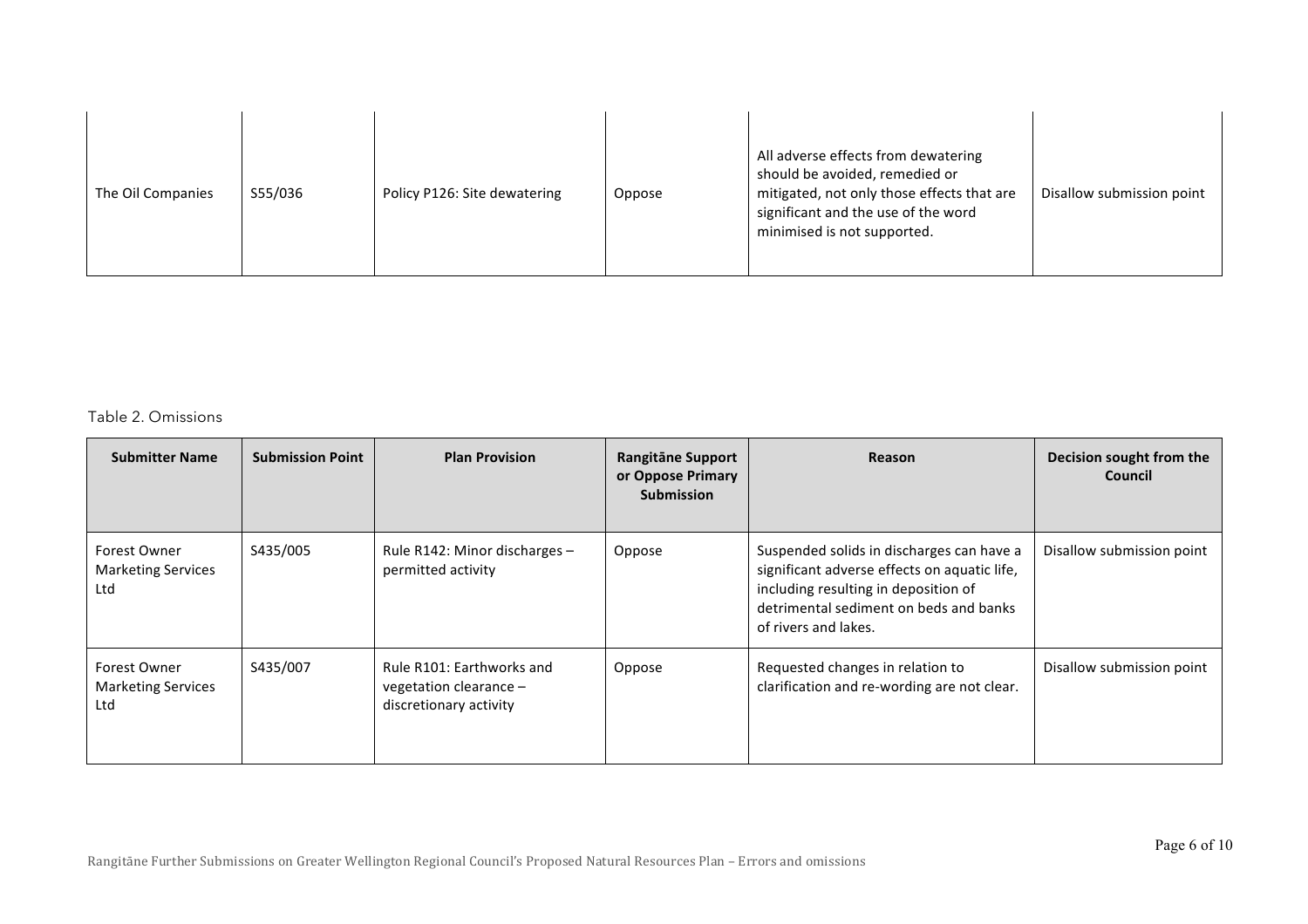| | | | | | |
|---|---|---|---|---|---|
| The Oil Companies | S55/036 | Policy P126: Site dewatering | Oppose | All adverse effects from dewatering should be avoided, remedied or mitigated, not only those effects that are significant and the use of the word minimised is not supported. | Disallow submission point |

Table 2. Omissions

| Submitter Name | Submission Point | Plan Provision | Rangitāne Support or Oppose Primary Submission | Reason | Decision sought from the Council |
|---|---|---|---|---|---|
| Forest Owner Marketing Services Ltd | S435/005 | Rule R142: Minor discharges – permitted activity | Oppose | Suspended solids in discharges can have a significant adverse effects on aquatic life, including resulting in deposition of detrimental sediment on beds and banks of rivers and lakes. | Disallow submission point |
| Forest Owner Marketing Services Ltd | S435/007 | Rule R101: Earthworks and vegetation clearance – discretionary activity | Oppose | Requested changes in relation to clarification and re-wording are not clear. | Disallow submission point |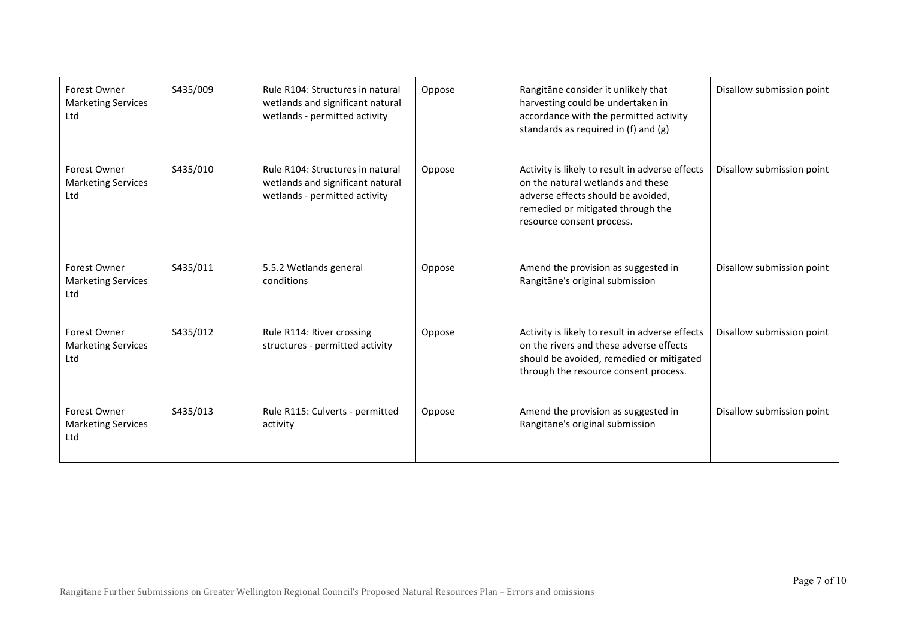| | | | | | |
|---|---|---|---|---|---|
| Forest Owner Marketing Services Ltd | S435/009 | Rule R104: Structures in natural wetlands and significant natural wetlands - permitted activity | Oppose | Rangitāne consider it unlikely that harvesting could be undertaken in accordance with the permitted activity standards as required in (f) and (g) | Disallow submission point |
| Forest Owner Marketing Services Ltd | S435/010 | Rule R104: Structures in natural wetlands and significant natural wetlands - permitted activity | Oppose | Activity is likely to result in adverse effects on the natural wetlands and these adverse effects should be avoided, remedied or mitigated through the resource consent process. | Disallow submission point |
| Forest Owner Marketing Services Ltd | S435/011 | 5.5.2 Wetlands general conditions | Oppose | Amend the provision as suggested in Rangitāne's original submission | Disallow submission point |
| Forest Owner Marketing Services Ltd | S435/012 | Rule R114: River crossing structures - permitted activity | Oppose | Activity is likely to result in adverse effects on the rivers and these adverse effects should be avoided, remedied or mitigated through the resource consent process. | Disallow submission point |
| Forest Owner Marketing Services Ltd | S435/013 | Rule R115: Culverts - permitted activity | Oppose | Amend the provision as suggested in Rangitāne's original submission | Disallow submission point |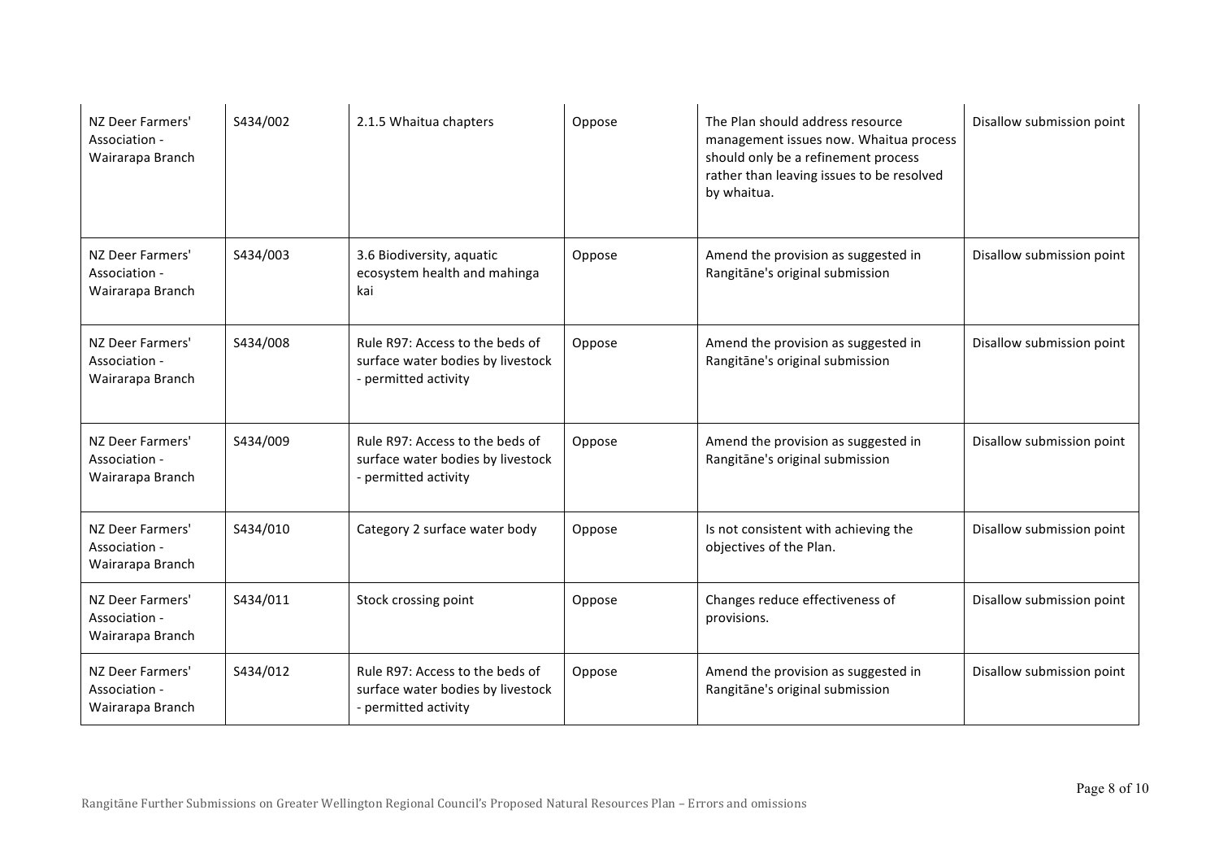| | | | | | |
|---|---|---|---|---|---|
| NZ Deer Farmers' Association - Wairarapa Branch | S434/002 | 2.1.5 Whaitua chapters | Oppose | The Plan should address resource management issues now. Whaitua process should only be a refinement process rather than leaving issues to be resolved by whaitua. | Disallow submission point |
| NZ Deer Farmers' Association - Wairarapa Branch | S434/003 | 3.6 Biodiversity, aquatic ecosystem health and mahinga kai | Oppose | Amend the provision as suggested in Rangitāne's original submission | Disallow submission point |
| NZ Deer Farmers' Association - Wairarapa Branch | S434/008 | Rule R97: Access to the beds of surface water bodies by livestock - permitted activity | Oppose | Amend the provision as suggested in Rangitāne's original submission | Disallow submission point |
| NZ Deer Farmers' Association - Wairarapa Branch | S434/009 | Rule R97: Access to the beds of surface water bodies by livestock - permitted activity | Oppose | Amend the provision as suggested in Rangitāne's original submission | Disallow submission point |
| NZ Deer Farmers' Association - Wairarapa Branch | S434/010 | Category 2 surface water body | Oppose | Is not consistent with achieving the objectives of the Plan. | Disallow submission point |
| NZ Deer Farmers' Association - Wairarapa Branch | S434/011 | Stock crossing point | Oppose | Changes reduce effectiveness of provisions. | Disallow submission point |
| NZ Deer Farmers' Association - Wairarapa Branch | S434/012 | Rule R97: Access to the beds of surface water bodies by livestock - permitted activity | Oppose | Amend the provision as suggested in Rangitāne's original submission | Disallow submission point |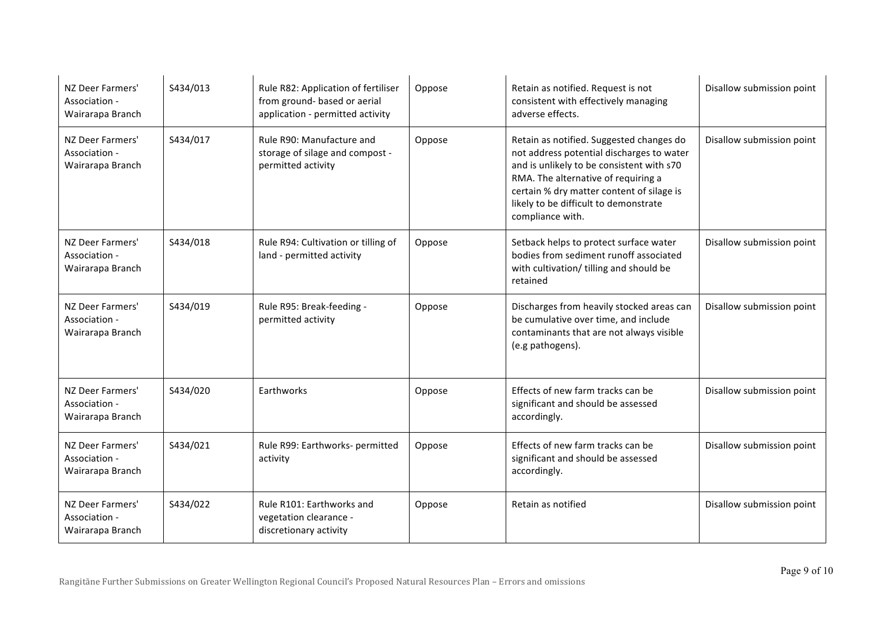| | | | | | |
|---|---|---|---|---|---|
| NZ Deer Farmers' Association - Wairarapa Branch | S434/013 | Rule R82: Application of fertiliser from ground- based or aerial application - permitted activity | Oppose | Retain as notified. Request is not consistent with effectively managing adverse effects. | Disallow submission point |
| NZ Deer Farmers' Association - Wairarapa Branch | S434/017 | Rule R90: Manufacture and storage of silage and compost - permitted activity | Oppose | Retain as notified. Suggested changes do not address potential discharges to water and is unlikely to be consistent with s70 RMA. The alternative of requiring a certain % dry matter content of silage is likely to be difficult to demonstrate compliance with. | Disallow submission point |
| NZ Deer Farmers' Association - Wairarapa Branch | S434/018 | Rule R94: Cultivation or tilling of land - permitted activity | Oppose | Setback helps to protect surface water bodies from sediment runoff associated with cultivation/ tilling and should be retained | Disallow submission point |
| NZ Deer Farmers' Association - Wairarapa Branch | S434/019 | Rule R95: Break-feeding - permitted activity | Oppose | Discharges from heavily stocked areas can be cumulative over time, and include contaminants that are not always visible (e.g pathogens). | Disallow submission point |
| NZ Deer Farmers' Association - Wairarapa Branch | S434/020 | Earthworks | Oppose | Effects of new farm tracks can be significant and should be assessed accordingly. | Disallow submission point |
| NZ Deer Farmers' Association - Wairarapa Branch | S434/021 | Rule R99: Earthworks- permitted activity | Oppose | Effects of new farm tracks can be significant and should be assessed accordingly. | Disallow submission point |
| NZ Deer Farmers' Association - Wairarapa Branch | S434/022 | Rule R101: Earthworks and vegetation clearance - discretionary activity | Oppose | Retain as notified | Disallow submission point |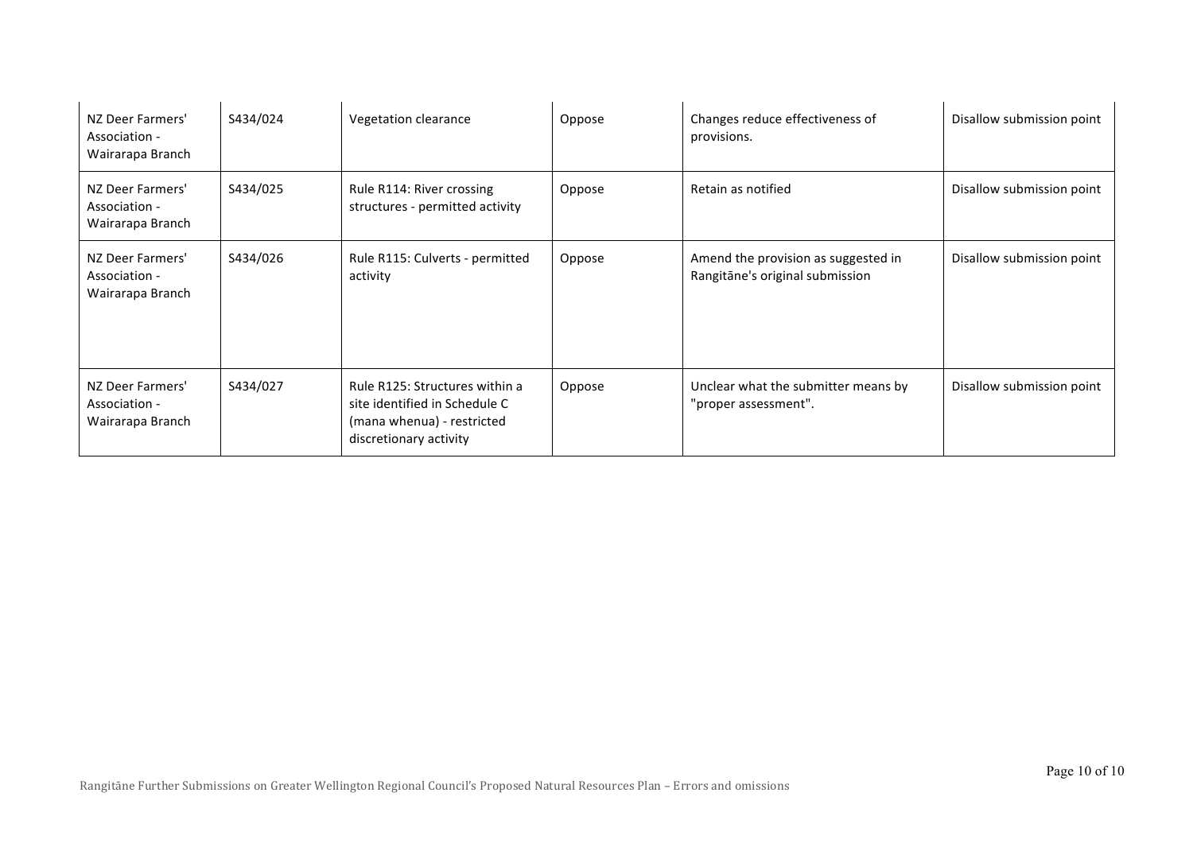| | | | | | |
|---|---|---|---|---|---|
| NZ Deer Farmers' Association - Wairarapa Branch | S434/024 | Vegetation clearance | Oppose | Changes reduce effectiveness of provisions. | Disallow submission point |
| NZ Deer Farmers' Association - Wairarapa Branch | S434/025 | Rule R114: River crossing structures - permitted activity | Oppose | Retain as notified | Disallow submission point |
| NZ Deer Farmers' Association - Wairarapa Branch | S434/026 | Rule R115: Culverts - permitted activity | Oppose | Amend the provision as suggested in Rangitāne's original submission | Disallow submission point |
| NZ Deer Farmers' Association - Wairarapa Branch | S434/027 | Rule R125: Structures within a site identified in Schedule C (mana whenua) - restricted discretionary activity | Oppose | Unclear what the submitter means by "proper assessment". | Disallow submission point |